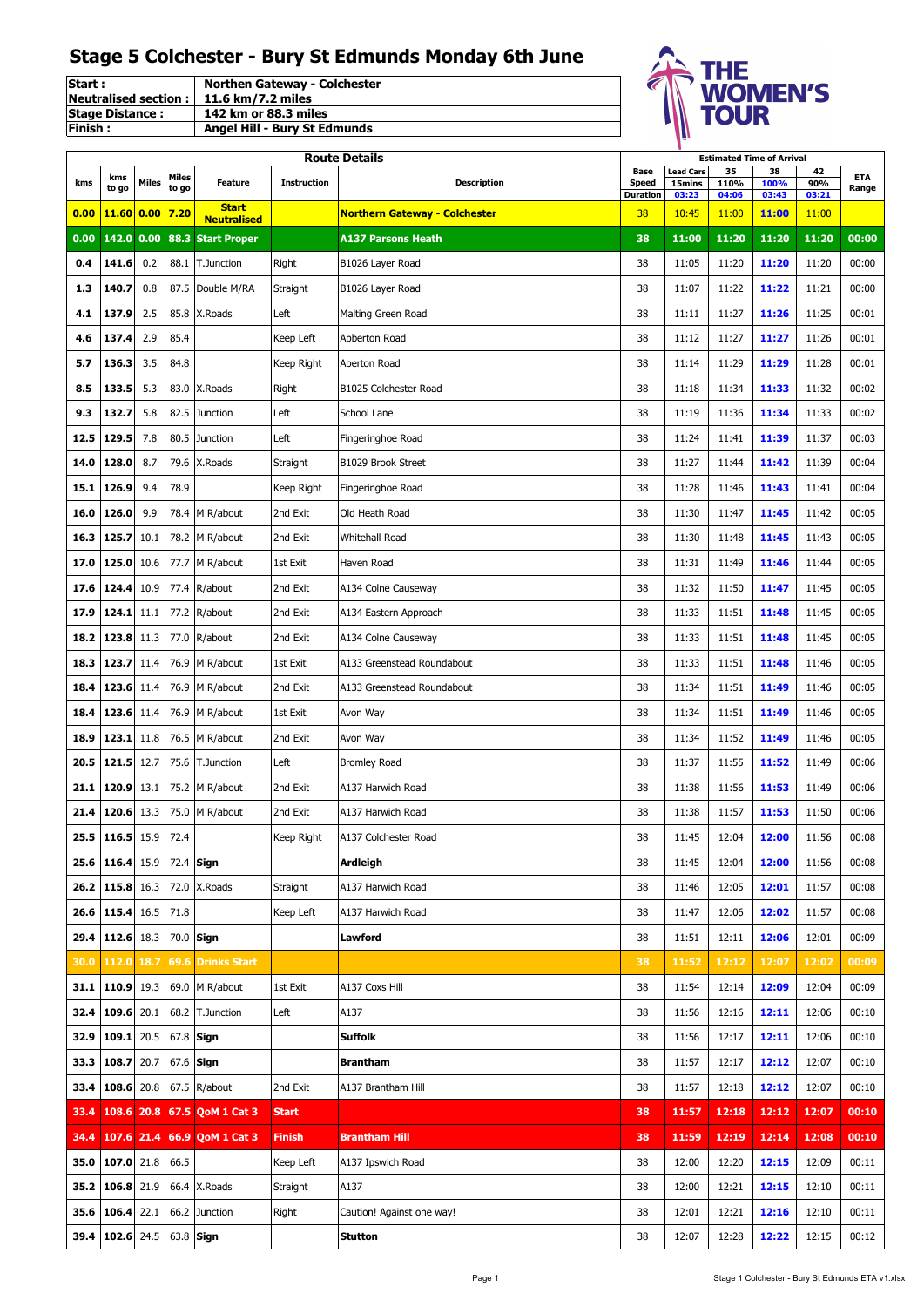# Stage 5 Colchester - Bury St Edmunds Monday 6th June

| | |
|---|---|
| **Start :** | **Northen Gateway - Colchester** |
| **Neutralised section :** | **11.6 km/7.2 miles** |
| **Stage Distance :** | **142 km or 88.3 miles** |
| **Finish :** | **Angel Hill - Bury St Edmunds** |

THE WOMEN'S TOUR

| Route Details | | | | | | | Estimated Time of Arrival | | | | | |
|---|---|---|---|---|---|---|---|---|---|---|---|---|
| kms | kms to go | Miles | Miles to go | Feature | Instruction | Description | Base Speed Duration | Lead Cars 15mins 03:23 | 35 110% 04:06 | 38 100% 03:43 | 42 90% 03:21 | ETA Range |
| **0.00** | **11.60** | **0.00** | **7.20** | **Start Neutralised** | | **Northern Gateway - Colchester** | 38 | 10:45 | 11:00 | **11:00** | 11:00 | |
| **0.00** | **142.0** | **0.00** | **88.3** | **Start Proper** | | **A137 Parsons Heath** | **38** | **11:00** | **11:20** | **11:20** | **11:20** | **00:00** |
| **0.4** | **141.6** | 0.2 | 88.1 | T.Junction | Right | B1026 Layer Road | 38 | 11:05 | 11:20 | **11:20** | 11:20 | 00:00 |
| **1.3** | **140.7** | 0.8 | 87.5 | Double M/RA | Straight | B1026 Layer Road | 38 | 11:07 | 11:22 | **11:22** | 11:21 | 00:00 |
| **4.1** | **137.9** | 2.5 | 85.8 | X.Roads | Left | Malting Green Road | 38 | 11:11 | 11:27 | **11:26** | 11:25 | 00:01 |
| **4.6** | **137.4** | 2.9 | 85.4 | | Keep Left | Abberton Road | 38 | 11:12 | 11:27 | **11:27** | 11:26 | 00:01 |
| **5.7** | **136.3** | 3.5 | 84.8 | | Keep Right | Aberton Road | 38 | 11:14 | 11:29 | **11:29** | 11:28 | 00:01 |
| **8.5** | **133.5** | 5.3 | 83.0 | X.Roads | Right | B1025 Colchester Road | 38 | 11:18 | 11:34 | **11:33** | 11:32 | 00:02 |
| **9.3** | **132.7** | 5.8 | 82.5 | Junction | Left | School Lane | 38 | 11:19 | 11:36 | **11:34** | 11:33 | 00:02 |
| **12.5** | **129.5** | 7.8 | 80.5 | Junction | Left | Fingeringhoe Road | 38 | 11:24 | 11:41 | **11:39** | 11:37 | 00:03 |
| **14.0** | **128.0** | 8.7 | 79.6 | X.Roads | Straight | B1029 Brook Street | 38 | 11:27 | 11:44 | **11:42** | 11:39 | 00:04 |
| **15.1** | **126.9** | 9.4 | 78.9 | | Keep Right | Fingeringhoe Road | 38 | 11:28 | 11:46 | **11:43** | 11:41 | 00:04 |
| **16.0** | **126.0** | 9.9 | 78.4 | M R/about | 2nd Exit | Old Heath Road | 38 | 11:30 | 11:47 | **11:45** | 11:42 | 00:05 |
| **16.3** | **125.7** | 10.1 | 78.2 | M R/about | 2nd Exit | Whitehall Road | 38 | 11:30 | 11:48 | **11:45** | 11:43 | 00:05 |
| **17.0** | **125.0** | 10.6 | 77.7 | M R/about | 1st Exit | Haven Road | 38 | 11:31 | 11:49 | **11:46** | 11:44 | 00:05 |
| **17.6** | **124.4** | 10.9 | 77.4 | R/about | 2nd Exit | A134 Colne Causeway | 38 | 11:32 | 11:50 | **11:47** | 11:45 | 00:05 |
| **17.9** | **124.1** | 11.1 | 77.2 | R/about | 2nd Exit | A134 Eastern Approach | 38 | 11:33 | 11:51 | **11:48** | 11:45 | 00:05 |
| **18.2** | **123.8** | 11.3 | 77.0 | R/about | 2nd Exit | A134 Colne Causeway | 38 | 11:33 | 11:51 | **11:48** | 11:45 | 00:05 |
| **18.3** | **123.7** | 11.4 | 76.9 | M R/about | 1st Exit | A133 Greenstead Roundabout | 38 | 11:33 | 11:51 | **11:48** | 11:46 | 00:05 |
| **18.4** | **123.6** | 11.4 | 76.9 | M R/about | 2nd Exit | A133 Greenstead Roundabout | 38 | 11:34 | 11:51 | **11:49** | 11:46 | 00:05 |
| **18.4** | **123.6** | 11.4 | 76.9 | M R/about | 1st Exit | Avon Way | 38 | 11:34 | 11:51 | **11:49** | 11:46 | 00:05 |
| **18.9** | **123.1** | 11.8 | 76.5 | M R/about | 2nd Exit | Avon Way | 38 | 11:34 | 11:52 | **11:49** | 11:46 | 00:05 |
| **20.5** | **121.5** | 12.7 | 75.6 | T.Junction | Left | Bromley Road | 38 | 11:37 | 11:55 | **11:52** | 11:49 | 00:06 |
| **21.1** | **120.9** | 13.1 | 75.2 | M R/about | 2nd Exit | A137 Harwich Road | 38 | 11:38 | 11:56 | **11:53** | 11:49 | 00:06 |
| **21.4** | **120.6** | 13.3 | 75.0 | M R/about | 2nd Exit | A137 Harwich Road | 38 | 11:38 | 11:57 | **11:53** | 11:50 | 00:06 |
| **25.5** | **116.5** | 15.9 | 72.4 | | Keep Right | A137 Colchester Road | 38 | 11:45 | 12:04 | **12:00** | 11:56 | 00:08 |
| **25.6** | **116.4** | 15.9 | 72.4 | **Sign** | | **Ardleigh** | 38 | 11:45 | 12:04 | **12:00** | 11:56 | 00:08 |
| **26.2** | **115.8** | 16.3 | 72.0 | X.Roads | Straight | A137 Harwich Road | 38 | 11:46 | 12:05 | **12:01** | 11:57 | 00:08 |
| **26.6** | **115.4** | 16.5 | 71.8 | | Keep Left | A137 Harwich Road | 38 | 11:47 | 12:06 | **12:02** | 11:57 | 00:08 |
| **29.4** | **112.6** | 18.3 | 70.0 | **Sign** | | **Lawford** | 38 | 11:51 | 12:11 | **12:06** | 12:01 | 00:09 |
| **30.0** | **112.0** | **18.7** | **69.6** | **Drinks Start** | | | **38** | **11:52** | **12:12** | **12:07** | **12:02** | **00:09** |
| **31.1** | **110.9** | 19.3 | 69.0 | M R/about | 1st Exit | A137 Coxs Hill | 38 | 11:54 | 12:14 | **12:09** | 12:04 | 00:09 |
| **32.4** | **109.6** | 20.1 | 68.2 | T.Junction | Left | A137 | 38 | 11:56 | 12:16 | **12:11** | 12:06 | 00:10 |
| **32.9** | **109.1** | 20.5 | 67.8 | **Sign** | | **Suffolk** | 38 | 11:56 | 12:17 | **12:11** | 12:06 | 00:10 |
| **33.3** | **108.7** | 20.7 | 67.6 | **Sign** | | **Brantham** | 38 | 11:57 | 12:17 | **12:12** | 12:07 | 00:10 |
| **33.4** | **108.6** | 20.8 | 67.5 | R/about | 2nd Exit | A137 Brantham Hill | 38 | 11:57 | 12:18 | **12:12** | 12:07 | 00:10 |
| **33.4** | **108.6** | **20.8** | **67.5** | **QoM 1 Cat 3** | **Start** | | **38** | **11:57** | **12:18** | **12:12** | **12:07** | **00:10** |
| **34.4** | **107.6** | **21.4** | **66.9** | **QoM 1 Cat 3** | **Finish** | **Brantham Hill** | **38** | **11:59** | **12:19** | **12:14** | **12:08** | **00:10** |
| **35.0** | **107.0** | 21.8 | 66.5 | | Keep Left | A137 Ipswich Road | 38 | 12:00 | 12:20 | **12:15** | 12:09 | 00:11 |
| **35.2** | **106.8** | 21.9 | 66.4 | X.Roads | Straight | A137 | 38 | 12:00 | 12:21 | **12:15** | 12:10 | 00:11 |
| **35.6** | **106.4** | 22.1 | 66.2 | Junction | Right | Caution! Against one way! | 38 | 12:01 | 12:21 | **12:16** | 12:10 | 00:11 |
| **39.4** | **102.6** | 24.5 | 63.8 | **Sign** | | **Stutton** | 38 | 12:07 | 12:28 | **12:22** | 12:15 | 00:12 |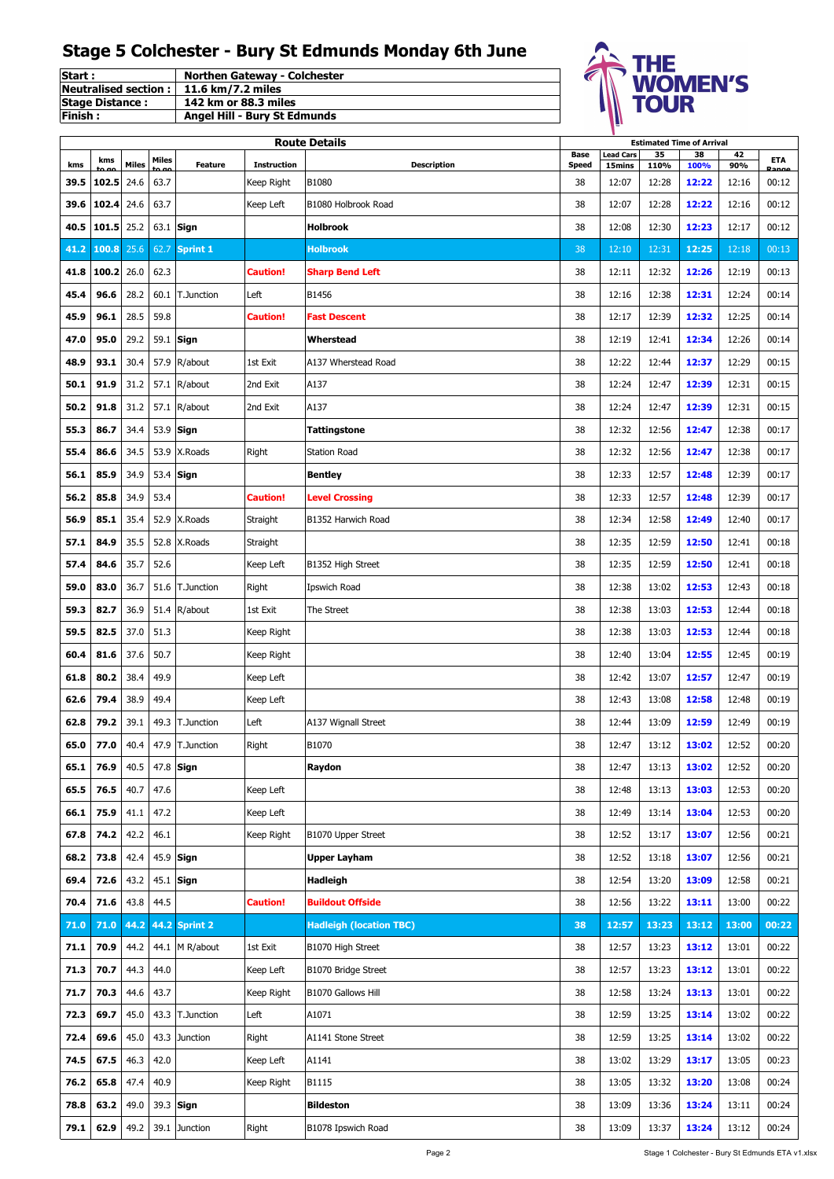# Stage 5 Colchester - Bury St Edmunds Monday 6th June

| | |
|---|---|
| **Start :** | **Northen Gateway - Colchester** |
| **Neutralised section :** | **11.6 km/7.2 miles** |
| **Stage Distance :** | **142 km or 88.3 miles** |
| **Finish :** | **Angel Hill - Bury St Edmunds** |

THE WOMEN'S TOUR

| Route Details | | | | | | | Estimated Time of Arrival | | | | | |
|---|---|---|---|---|---|---|---|---|---|---|---|---|
| kms | kms to go | Miles | Miles to go | Feature | Instruction | Description | Base Speed | Lead Cars 15mins | 35 110% | 38 100% | 42 90% | ETA Range |
| **39.5** | **102.5** | 24.6 | 63.7 | | Keep Right | B1080 | 38 | 12:07 | 12:28 | **12:22** | 12:16 | 00:12 |
| **39.6** | **102.4** | 24.6 | 63.7 | | Keep Left | B1080 Holbrook Road | 38 | 12:07 | 12:28 | **12:22** | 12:16 | 00:12 |
| **40.5** | **101.5** | 25.2 | 63.1 | **Sign** | | **Holbrook** | 38 | 12:08 | 12:30 | **12:23** | 12:17 | 00:12 |
| **41.2** | **100.8** | 25.6 | 62.7 | **Sprint 1** | | **Holbrook** | 38 | 12:10 | 12:31 | **12:25** | 12:18 | 00:13 |
| **41.8** | **100.2** | 26.0 | 62.3 | | **Caution!** | **Sharp Bend Left** | 38 | 12:11 | 12:32 | **12:26** | 12:19 | 00:13 |
| **45.4** | **96.6** | 28.2 | 60.1 | T.Junction | Left | B1456 | 38 | 12:16 | 12:38 | **12:31** | 12:24 | 00:14 |
| **45.9** | **96.1** | 28.5 | 59.8 | | **Caution!** | **Fast Descent** | 38 | 12:17 | 12:39 | **12:32** | 12:25 | 00:14 |
| **47.0** | **95.0** | 29.2 | 59.1 | **Sign** | | **Wherstead** | 38 | 12:19 | 12:41 | **12:34** | 12:26 | 00:14 |
| **48.9** | **93.1** | 30.4 | 57.9 | R/about | 1st Exit | A137 Wherstead Road | 38 | 12:22 | 12:44 | **12:37** | 12:29 | 00:15 |
| **50.1** | **91.9** | 31.2 | 57.1 | R/about | 2nd Exit | A137 | 38 | 12:24 | 12:47 | **12:39** | 12:31 | 00:15 |
| **50.2** | **91.8** | 31.2 | 57.1 | R/about | 2nd Exit | A137 | 38 | 12:24 | 12:47 | **12:39** | 12:31 | 00:15 |
| **55.3** | **86.7** | 34.4 | 53.9 | **Sign** | | **Tattingstone** | 38 | 12:32 | 12:56 | **12:47** | 12:38 | 00:17 |
| **55.4** | **86.6** | 34.5 | 53.9 | X.Roads | Right | Station Road | 38 | 12:32 | 12:56 | **12:47** | 12:38 | 00:17 |
| **56.1** | **85.9** | 34.9 | 53.4 | **Sign** | | **Bentley** | 38 | 12:33 | 12:57 | **12:48** | 12:39 | 00:17 |
| **56.2** | **85.8** | 34.9 | 53.4 | | **Caution!** | **Level Crossing** | 38 | 12:33 | 12:57 | **12:48** | 12:39 | 00:17 |
| **56.9** | **85.1** | 35.4 | 52.9 | X.Roads | Straight | B1352 Harwich Road | 38 | 12:34 | 12:58 | **12:49** | 12:40 | 00:17 |
| **57.1** | **84.9** | 35.5 | 52.8 | X.Roads | Straight | | 38 | 12:35 | 12:59 | **12:50** | 12:41 | 00:18 |
| **57.4** | **84.6** | 35.7 | 52.6 | | Keep Left | B1352 High Street | 38 | 12:35 | 12:59 | **12:50** | 12:41 | 00:18 |
| **59.0** | **83.0** | 36.7 | 51.6 | T.Junction | Right | Ipswich Road | 38 | 12:38 | 13:02 | **12:53** | 12:43 | 00:18 |
| **59.3** | **82.7** | 36.9 | 51.4 | R/about | 1st Exit | The Street | 38 | 12:38 | 13:03 | **12:53** | 12:44 | 00:18 |
| **59.5** | **82.5** | 37.0 | 51.3 | | Keep Right | | 38 | 12:38 | 13:03 | **12:53** | 12:44 | 00:18 |
| **60.4** | **81.6** | 37.6 | 50.7 | | Keep Right | | 38 | 12:40 | 13:04 | **12:55** | 12:45 | 00:19 |
| **61.8** | **80.2** | 38.4 | 49.9 | | Keep Left | | 38 | 12:42 | 13:07 | **12:57** | 12:47 | 00:19 |
| **62.6** | **79.4** | 38.9 | 49.4 | | Keep Left | | 38 | 12:43 | 13:08 | **12:58** | 12:48 | 00:19 |
| **62.8** | **79.2** | 39.1 | 49.3 | T.Junction | Left | A137 Wignall Street | 38 | 12:44 | 13:09 | **12:59** | 12:49 | 00:19 |
| **65.0** | **77.0** | 40.4 | 47.9 | T.Junction | Right | B1070 | 38 | 12:47 | 13:12 | **13:02** | 12:52 | 00:20 |
| **65.1** | **76.9** | 40.5 | 47.8 | **Sign** | | **Raydon** | 38 | 12:47 | 13:13 | **13:02** | 12:52 | 00:20 |
| **65.5** | **76.5** | 40.7 | 47.6 | | Keep Left | | 38 | 12:48 | 13:13 | **13:03** | 12:53 | 00:20 |
| **66.1** | **75.9** | 41.1 | 47.2 | | Keep Left | | 38 | 12:49 | 13:14 | **13:04** | 12:53 | 00:20 |
| **67.8** | **74.2** | 42.2 | 46.1 | | Keep Right | B1070 Upper Street | 38 | 12:52 | 13:17 | **13:07** | 12:56 | 00:21 |
| **68.2** | **73.8** | 42.4 | 45.9 | **Sign** | | **Upper Layham** | 38 | 12:52 | 13:18 | **13:07** | 12:56 | 00:21 |
| **69.4** | **72.6** | 43.2 | 45.1 | **Sign** | | **Hadleigh** | 38 | 12:54 | 13:20 | **13:09** | 12:58 | 00:21 |
| **70.4** | **71.6** | 43.8 | 44.5 | | **Caution!** | **Buildout Offside** | 38 | 12:56 | 13:22 | **13:11** | 13:00 | 00:22 |
| **71.0** | **71.0** | **44.2** | **44.2** | **Sprint 2** | | **Hadleigh (location TBC)** | **38** | **12:57** | **13:23** | **13:12** | **13:00** | **00:22** |
| **71.1** | **70.9** | 44.2 | 44.1 | M R/about | 1st Exit | B1070 High Street | 38 | 12:57 | 13:23 | **13:12** | 13:01 | 00:22 |
| **71.3** | **70.7** | 44.3 | 44.0 | | Keep Left | B1070 Bridge Street | 38 | 12:57 | 13:23 | **13:12** | 13:01 | 00:22 |
| **71.7** | **70.3** | 44.6 | 43.7 | | Keep Right | B1070 Gallows Hill | 38 | 12:58 | 13:24 | **13:13** | 13:01 | 00:22 |
| **72.3** | **69.7** | 45.0 | 43.3 | T.Junction | Left | A1071 | 38 | 12:59 | 13:25 | **13:14** | 13:02 | 00:22 |
| **72.4** | **69.6** | 45.0 | 43.3 | Junction | Right | A1141 Stone Street | 38 | 12:59 | 13:25 | **13:14** | 13:02 | 00:22 |
| **74.5** | **67.5** | 46.3 | 42.0 | | Keep Left | A1141 | 38 | 13:02 | 13:29 | **13:17** | 13:05 | 00:23 |
| **76.2** | **65.8** | 47.4 | 40.9 | | Keep Right | B1115 | 38 | 13:05 | 13:32 | **13:20** | 13:08 | 00:24 |
| **78.8** | **63.2** | 49.0 | 39.3 | **Sign** | | **Bildeston** | 38 | 13:09 | 13:36 | **13:24** | 13:11 | 00:24 |
| **79.1** | **62.9** | 49.2 | 39.1 | Junction | Right | B1078 Ipswich Road | 38 | 13:09 | 13:37 | **13:24** | 13:12 | 00:24 |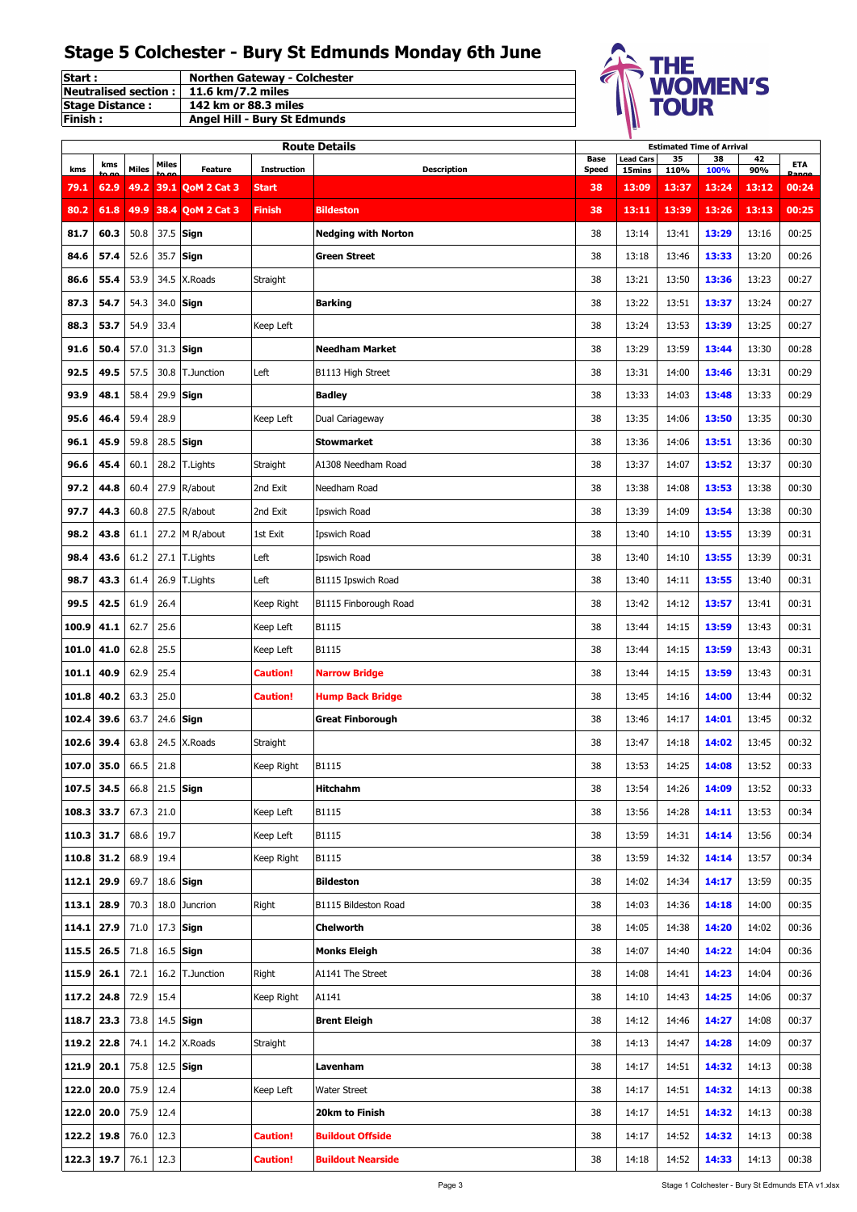# Stage 5 Colchester - Bury St Edmunds Monday 6th June

| | |
|---|---|
| **Start :** | **Northen Gateway - Colchester** |
| **Neutralised section :** | **11.6 km/7.2 miles** |
| **Stage Distance :** | **142 km or 88.3 miles** |
| **Finish :** | **Angel Hill - Bury St Edmunds** |

| Route Details | | | | | | | | Estimated Time of Arrival | | | | | |
|---|---|---|---|---|---|---|---|---|---|---|---|---|---|
| kms | kms to go | Miles | Miles to go | Feature | Instruction | Description | Base Speed | Lead Cars 15mins | 35 110% | 38 100% | 42 90% | ETA Range |
| **79.1** | **62.9** | **49.2** | **39.1** | **QoM 2 Cat 3** | **Start** | | **38** | **13:09** | **13:37** | **13:24** | **13:12** | **00:24** |
| **80.2** | **61.8** | **49.9** | **38.4** | **QoM 2 Cat 3** | **Finish** | **Bildeston** | **38** | **13:11** | **13:39** | **13:26** | **13:13** | **00:25** |
| **81.7** | **60.3** | 50.8 | 37.5 | **Sign** | | **Nedging with Norton** | 38 | 13:14 | 13:41 | **13:29** | 13:16 | 00:25 |
| **84.6** | **57.4** | 52.6 | 35.7 | **Sign** | | **Green Street** | 38 | 13:18 | 13:46 | **13:33** | 13:20 | 00:26 |
| **86.6** | **55.4** | 53.9 | 34.5 | X.Roads | Straight | | 38 | 13:21 | 13:50 | **13:36** | 13:23 | 00:27 |
| **87.3** | **54.7** | 54.3 | 34.0 | **Sign** | | **Barking** | 38 | 13:22 | 13:51 | **13:37** | 13:24 | 00:27 |
| **88.3** | **53.7** | 54.9 | 33.4 | | Keep Left | | 38 | 13:24 | 13:53 | **13:39** | 13:25 | 00:27 |
| **91.6** | **50.4** | 57.0 | 31.3 | **Sign** | | **Needham Market** | 38 | 13:29 | 13:59 | **13:44** | 13:30 | 00:28 |
| **92.5** | **49.5** | 57.5 | 30.8 | T.Junction | Left | B1113 High Street | 38 | 13:31 | 14:00 | **13:46** | 13:31 | 00:29 |
| **93.9** | **48.1** | 58.4 | 29.9 | **Sign** | | **Badley** | 38 | 13:33 | 14:03 | **13:48** | 13:33 | 00:29 |
| **95.6** | **46.4** | 59.4 | 28.9 | | Keep Left | Dual Cariageway | 38 | 13:35 | 14:06 | **13:50** | 13:35 | 00:30 |
| **96.1** | **45.9** | 59.8 | 28.5 | **Sign** | | **Stowmarket** | 38 | 13:36 | 14:06 | **13:51** | 13:36 | 00:30 |
| **96.6** | **45.4** | 60.1 | 28.2 | T.Lights | Straight | A1308 Needham Road | 38 | 13:37 | 14:07 | **13:52** | 13:37 | 00:30 |
| **97.2** | **44.8** | 60.4 | 27.9 | R/about | 2nd Exit | Needham Road | 38 | 13:38 | 14:08 | **13:53** | 13:38 | 00:30 |
| **97.7** | **44.3** | 60.8 | 27.5 | R/about | 2nd Exit | Ipswich Road | 38 | 13:39 | 14:09 | **13:54** | 13:38 | 00:30 |
| **98.2** | **43.8** | 61.1 | 27.2 | M R/about | 1st Exit | Ipswich Road | 38 | 13:40 | 14:10 | **13:55** | 13:39 | 00:31 |
| **98.4** | **43.6** | 61.2 | 27.1 | T.Lights | Left | Ipswich Road | 38 | 13:40 | 14:10 | **13:55** | 13:39 | 00:31 |
| **98.7** | **43.3** | 61.4 | 26.9 | T.Lights | Left | B1115 Ipswich Road | 38 | 13:40 | 14:11 | **13:55** | 13:40 | 00:31 |
| **99.5** | **42.5** | 61.9 | 26.4 | | Keep Right | B1115 Finborough Road | 38 | 13:42 | 14:12 | **13:57** | 13:41 | 00:31 |
| **100.9** | **41.1** | 62.7 | 25.6 | | Keep Left | B1115 | 38 | 13:44 | 14:15 | **13:59** | 13:43 | 00:31 |
| **101.0** | **41.0** | 62.8 | 25.5 | | Keep Left | B1115 | 38 | 13:44 | 14:15 | **13:59** | 13:43 | 00:31 |
| **101.1** | **40.9** | 62.9 | 25.4 | | **Caution!** | **Narrow Bridge** | 38 | 13:44 | 14:15 | **13:59** | 13:43 | 00:31 |
| **101.8** | **40.2** | 63.3 | 25.0 | | **Caution!** | **Hump Back Bridge** | 38 | 13:45 | 14:16 | **14:00** | 13:44 | 00:32 |
| **102.4** | **39.6** | 63.7 | 24.6 | **Sign** | | **Great Finborough** | 38 | 13:46 | 14:17 | **14:01** | 13:45 | 00:32 |
| **102.6** | **39.4** | 63.8 | 24.5 | X.Roads | Straight | | 38 | 13:47 | 14:18 | **14:02** | 13:45 | 00:32 |
| **107.0** | **35.0** | 66.5 | 21.8 | | Keep Right | B1115 | 38 | 13:53 | 14:25 | **14:08** | 13:52 | 00:33 |
| **107.5** | **34.5** | 66.8 | 21.5 | **Sign** | | **Hitchahm** | 38 | 13:54 | 14:26 | **14:09** | 13:52 | 00:33 |
| **108.3** | **33.7** | 67.3 | 21.0 | | Keep Left | B1115 | 38 | 13:56 | 14:28 | **14:11** | 13:53 | 00:34 |
| **110.3** | **31.7** | 68.6 | 19.7 | | Keep Left | B1115 | 38 | 13:59 | 14:31 | **14:14** | 13:56 | 00:34 |
| **110.8** | **31.2** | 68.9 | 19.4 | | Keep Right | B1115 | 38 | 13:59 | 14:32 | **14:14** | 13:57 | 00:34 |
| **112.1** | **29.9** | 69.7 | 18.6 | **Sign** | | **Bildeston** | 38 | 14:02 | 14:34 | **14:17** | 13:59 | 00:35 |
| **113.1** | **28.9** | 70.3 | 18.0 | Juncrion | Right | B1115 Bildeston Road | 38 | 14:03 | 14:36 | **14:18** | 14:00 | 00:35 |
| **114.1** | **27.9** | 71.0 | 17.3 | **Sign** | | **Chelworth** | 38 | 14:05 | 14:38 | **14:20** | 14:02 | 00:36 |
| **115.5** | **26.5** | 71.8 | 16.5 | **Sign** | | **Monks Eleigh** | 38 | 14:07 | 14:40 | **14:22** | 14:04 | 00:36 |
| **115.9** | **26.1** | 72.1 | 16.2 | T.Junction | Right | A1141 The Street | 38 | 14:08 | 14:41 | **14:23** | 14:04 | 00:36 |
| **117.2** | **24.8** | 72.9 | 15.4 | | Keep Right | A1141 | 38 | 14:10 | 14:43 | **14:25** | 14:06 | 00:37 |
| **118.7** | **23.3** | 73.8 | 14.5 | **Sign** | | **Brent Eleigh** | 38 | 14:12 | 14:46 | **14:27** | 14:08 | 00:37 |
| **119.2** | **22.8** | 74.1 | 14.2 | X.Roads | Straight | | 38 | 14:13 | 14:47 | **14:28** | 14:09 | 00:37 |
| **121.9** | **20.1** | 75.8 | 12.5 | **Sign** | | **Lavenham** | 38 | 14:17 | 14:51 | **14:32** | 14:13 | 00:38 |
| **122.0** | **20.0** | 75.9 | 12.4 | | Keep Left | Water Street | 38 | 14:17 | 14:51 | **14:32** | 14:13 | 00:38 |
| **122.0** | **20.0** | 75.9 | 12.4 | | | **20km to Finish** | 38 | 14:17 | 14:51 | **14:32** | 14:13 | 00:38 |
| **122.2** | **19.8** | 76.0 | 12.3 | | **Caution!** | **Buildout Offside** | 38 | 14:17 | 14:52 | **14:32** | 14:13 | 00:38 |
| **122.3** | **19.7** | 76.1 | 12.3 | | **Caution!** | **Buildout Nearside** | 38 | 14:18 | 14:52 | **14:33** | 14:13 | 00:38 |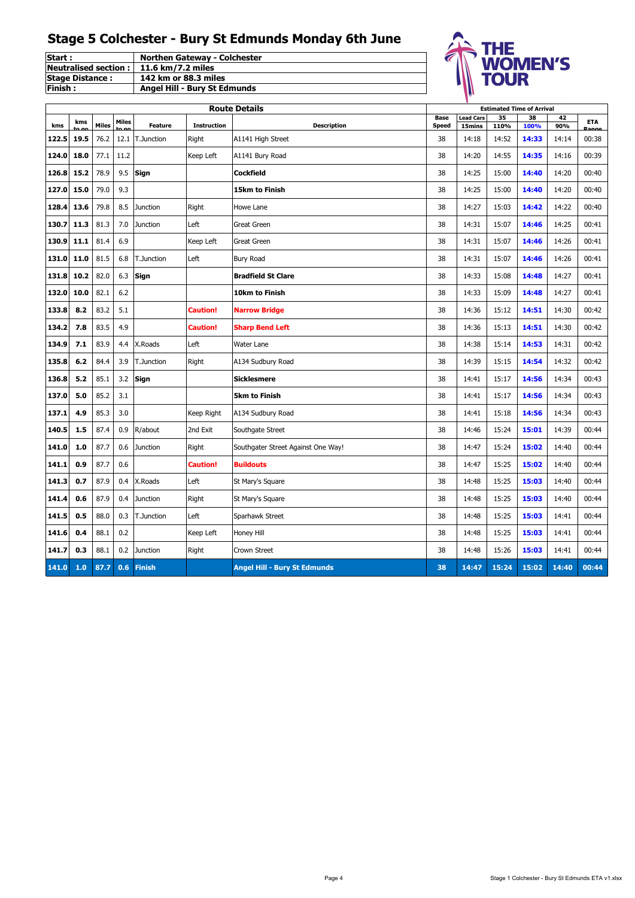## Stage 5 Colchester - Bury St Edmunds Monday 6th June

| | |
|---|---|
| **Start :** | **Northen Gateway - Colchester** |
| **Neutralised section :** | **11.6 km/7.2 miles** |
| **Stage Distance :** | **142 km or 88.3 miles** |
| **Finish :** | **Angel Hill - Bury St Edmunds** |

THE WOMEN'S TOUR

| Route Details | | | | | | | Estimated Time of Arrival | | | | | |
|---|---|---|---|---|---|---|---|---|---|---|---|---|
| | | | | | | | Base | Lead Cars | 35 | 38 | 42 | |
| kms | kms to go | Miles | Miles to go | Feature | Instruction | Description | Speed | 15mins | 110% | 100% | 90% | ETA Range |
| **122.5** | **19.5** | 76.2 | 12.1 | T.Junction | Right | A1141 High Street | 38 | 14:18 | 14:52 | **14:33** | 14:14 | 00:38 |
| **124.0** | **18.0** | 77.1 | 11.2 | | Keep Left | A1141 Bury Road | 38 | 14:20 | 14:55 | **14:35** | 14:16 | 00:39 |
| **126.8** | **15.2** | 78.9 | 9.5 | **Sign** | | **Cockfield** | 38 | 14:25 | 15:00 | **14:40** | 14:20 | 00:40 |
| **127.0** | **15.0** | 79.0 | 9.3 | | | **15km to Finish** | 38 | 14:25 | 15:00 | **14:40** | 14:20 | 00:40 |
| **128.4** | **13.6** | 79.8 | 8.5 | Junction | Right | Howe Lane | 38 | 14:27 | 15:03 | **14:42** | 14:22 | 00:40 |
| **130.7** | **11.3** | 81.3 | 7.0 | Junction | Left | Great Green | 38 | 14:31 | 15:07 | **14:46** | 14:25 | 00:41 |
| **130.9** | **11.1** | 81.4 | 6.9 | | Keep Left | Great Green | 38 | 14:31 | 15:07 | **14:46** | 14:26 | 00:41 |
| **131.0** | **11.0** | 81.5 | 6.8 | T.Junction | Left | Bury Road | 38 | 14:31 | 15:07 | **14:46** | 14:26 | 00:41 |
| **131.8** | **10.2** | 82.0 | 6.3 | **Sign** | | **Bradfield St Clare** | 38 | 14:33 | 15:08 | **14:48** | 14:27 | 00:41 |
| **132.0** | **10.0** | 82.1 | 6.2 | | | **10km to Finish** | 38 | 14:33 | 15:09 | **14:48** | 14:27 | 00:41 |
| **133.8** | **8.2** | 83.2 | 5.1 | | **Caution!** | **Narrow Bridge** | 38 | 14:36 | 15:12 | **14:51** | 14:30 | 00:42 |
| **134.2** | **7.8** | 83.5 | 4.9 | | **Caution!** | **Sharp Bend Left** | 38 | 14:36 | 15:13 | **14:51** | 14:30 | 00:42 |
| **134.9** | **7.1** | 83.9 | 4.4 | X.Roads | Left | Water Lane | 38 | 14:38 | 15:14 | **14:53** | 14:31 | 00:42 |
| **135.8** | **6.2** | 84.4 | 3.9 | T.Junction | Right | A134 Sudbury Road | 38 | 14:39 | 15:15 | **14:54** | 14:32 | 00:42 |
| **136.8** | **5.2** | 85.1 | 3.2 | **Sign** | | **Sicklesmere** | 38 | 14:41 | 15:17 | **14:56** | 14:34 | 00:43 |
| **137.0** | **5.0** | 85.2 | 3.1 | | | **5km to Finish** | 38 | 14:41 | 15:17 | **14:56** | 14:34 | 00:43 |
| **137.1** | **4.9** | 85.3 | 3.0 | | Keep Right | A134 Sudbury Road | 38 | 14:41 | 15:18 | **14:56** | 14:34 | 00:43 |
| **140.5** | **1.5** | 87.4 | 0.9 | R/about | 2nd Exit | Southgate Street | 38 | 14:46 | 15:24 | **15:01** | 14:39 | 00:44 |
| **141.0** | **1.0** | 87.7 | 0.6 | Junction | Right | Southgater Street Against One Way! | 38 | 14:47 | 15:24 | **15:02** | 14:40 | 00:44 |
| **141.1** | **0.9** | 87.7 | 0.6 | | **Caution!** | **Buildouts** | 38 | 14:47 | 15:25 | **15:02** | 14:40 | 00:44 |
| **141.3** | **0.7** | 87.9 | 0.4 | X.Roads | Left | St Mary's Square | 38 | 14:48 | 15:25 | **15:03** | 14:40 | 00:44 |
| **141.4** | **0.6** | 87.9 | 0.4 | Junction | Right | St Mary's Square | 38 | 14:48 | 15:25 | **15:03** | 14:40 | 00:44 |
| **141.5** | **0.5** | 88.0 | 0.3 | T.Junction | Left | Sparhawk Street | 38 | 14:48 | 15:25 | **15:03** | 14:41 | 00:44 |
| **141.6** | **0.4** | 88.1 | 0.2 | | Keep Left | Honey Hill | 38 | 14:48 | 15:25 | **15:03** | 14:41 | 00:44 |
| **141.7** | **0.3** | 88.1 | 0.2 | Junction | Right | Crown Street | 38 | 14:48 | 15:26 | **15:03** | 14:41 | 00:44 |
| **141.0** | **1.0** | **87.7** | **0.6** | **Finish** | | **Angel Hill - Bury St Edmunds** | **38** | **14:47** | **15:24** | **15:02** | **14:40** | **00:44** |